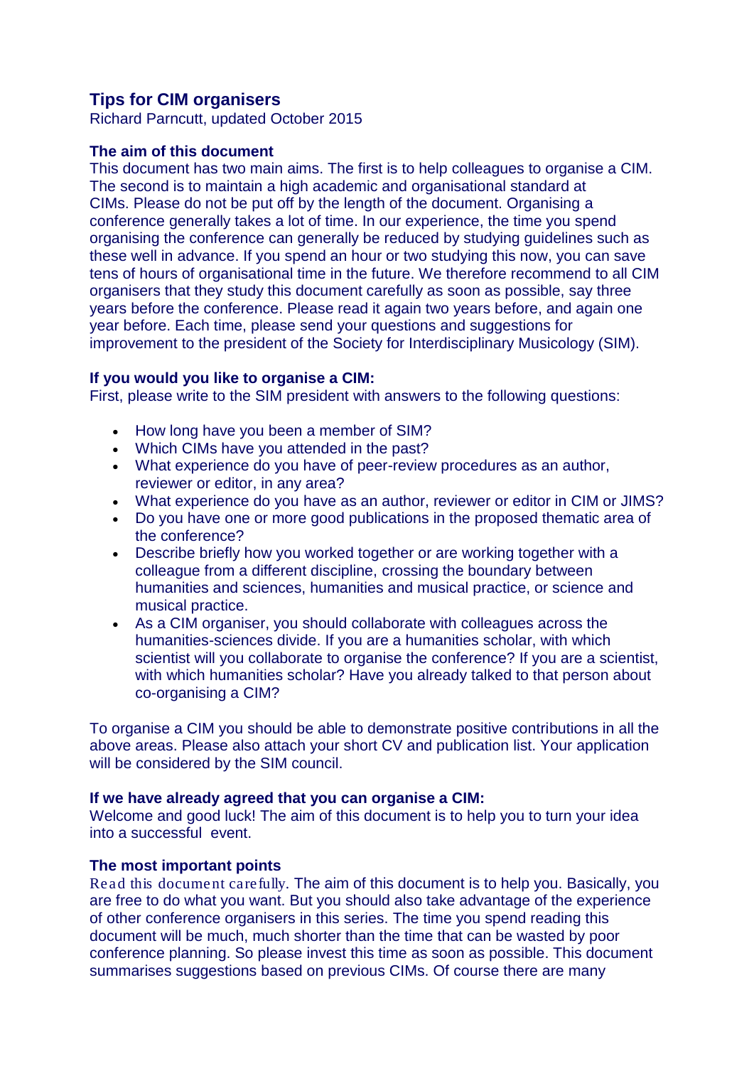# Tips for CIM organisers

Richard Parncutt, updated October 2015

### The aim of this document

This document has two main aims. The first is to help colleagues to organise a CIM. The second is to maintain a high academic and organisational standard at CIMs. Please do not be put off by the length of the document. Organising a conference generally takes a lot of time. In our experience, the time you spend organising the conference can generally be reduced by studying guidelines such as these well in advance. If you spend an hour or two studying this now, you can save tens of hours of organisational time in the future. We therefore recommend to all CIM organisers that they study this document carefully as soon as possible, say three years before the conference. Please read it again two years before, and again one year before. Each time, please send your questions and suggestions for improvement to the president of the Society for Interdisciplinary Musicology (SIM).

### If you would you like to organise a CIM:

First, please write to the SIM president with answers to the following questions:

- How long have you been a member of SIM?
- Which CIMs have you attended in the past?
- What experience do you have of peer-review procedures as an author, reviewer or editor, in any area?
- What experience do you have as an author, reviewer or editor in CIM or JIMS?
- Do you have one or more good publications in the proposed thematic area of the conference?
- Describe briefly how you worked together or are working together with a colleague from a different discipline, crossing the boundary between humanities and sciences, humanities and musical practice, or science and musical practice.
- As a CIM organiser, you should collaborate with colleagues across the humanities-sciences divide. If you are a humanities scholar, with which scientist will you collaborate to organise the conference? If you are a scientist, with which humanities scholar? Have you already talked to that person about co-organising a CIM?

To organise a CIM you should be able to demonstrate positive contributions in all the above areas. Please also attach your short CV and publication list. Your application will be considered by the SIM council.

### If we have already agreed that you can organise a CIM:

Welcome and good luck! The aim of this document is to help you to turn your idea into a successful event.

### The most important points

Read this document carefully. The aim of this document is to help you. Basically, you are free to do what you want. But you should also take advantage of the experience of other conference organisers in this series. The time you spend reading this document will be much, much shorter than the time that can be wasted by poor conference planning. So please invest this time as soon as possible. This document summarises suggestions based on previous CIMs. Of course there are many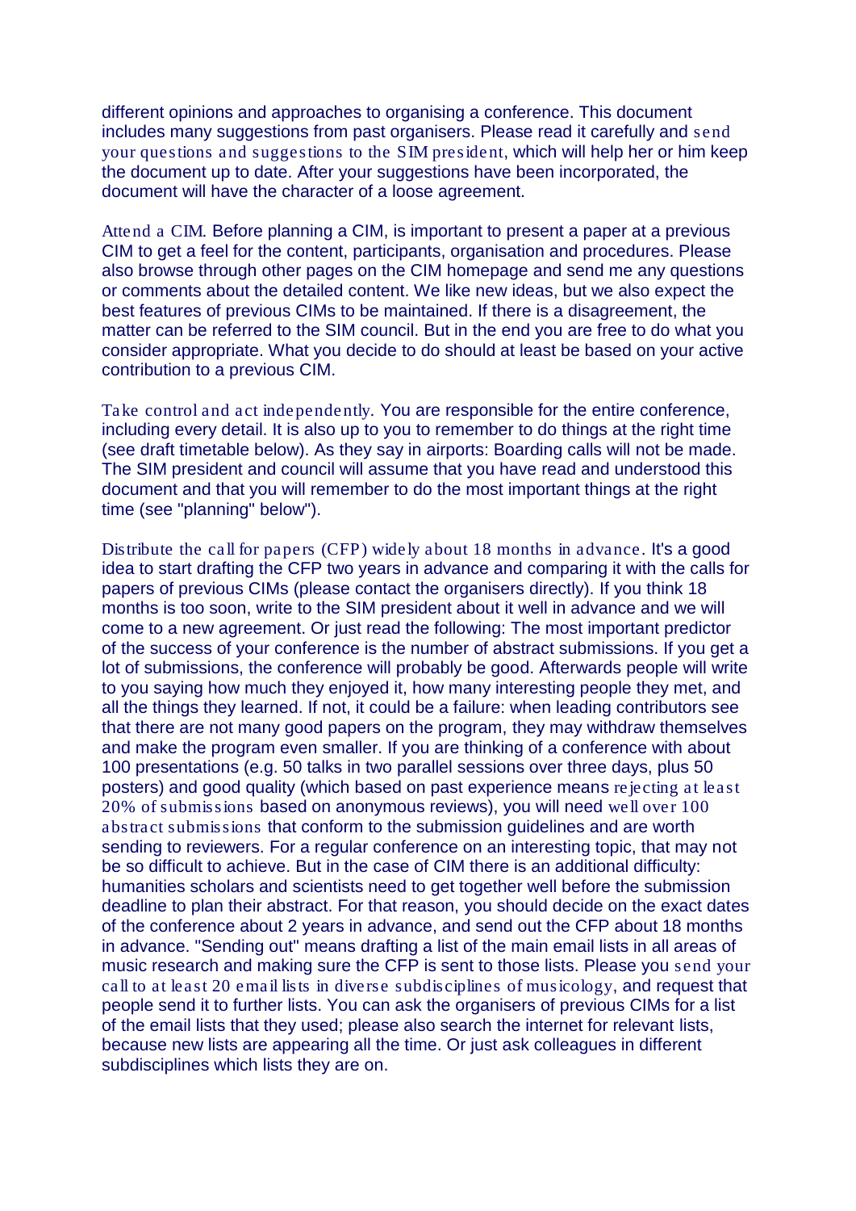different opinions and approaches to organising a conference. This document includes many suggestions from past organisers. Please read it carefully and send your questions and suggestions to the SIM president, which will help her or him keep the document up to date. After your suggestions have been incorporated, the document will have the character of a loose agreement.

Attend a CIM. Before planning a CIM, is important to present a paper at a previous CIM to get a feel for the content, participants, organisation and procedures. Please also browse through other pages on the CIM homepage and send me any questions or comments about the detailed content. We like new ideas, but we also expect the best features of previous CIMs to be maintained. If there is a disagreement, the matter can be referred to the SIM council. But in the end you are free to do what you consider appropriate. What you decide to do should at least be based on your active contribution to a previous CIM.

Take control and act independently. You are responsible for the entire conference, including every detail. It is also up to you to remember to do things at the right time (see draft timetable below). As they say in airports: Boarding calls will not be made. The SIM president and council will assume that you have read and understood this document and that you will remember to do the most important things at the right time (see "planning" below").

Distribute the call for papers (CFP) widely about 18 months in advance. It's a good idea to start drafting the CFP two years in advance and comparing it with the calls for papers of previous CIMs (please contact the organisers directly). If you think 18 months is too soon, write to the SIM president about it well in advance and we will come to a new agreement. Or just read the following: The most important predictor of the success of your conference is the number of abstract submissions. If you get a lot of submissions, the conference will probably be good. Afterwards people will write to you saying how much they enjoyed it, how many interesting people they met, and all the things they learned. If not, it could be a failure: when leading contributors see that there are not many good papers on the program, they may withdraw themselves and make the program even smaller. If you are thinking of a conference with about 100 presentations (e.g. 50 talks in two parallel sessions over three days, plus 50 posters) and good quality (which based on past experience means rejecting at least 20% of submissions based on anonymous reviews), you will need well over 100 abstract submissions that conform to the submission guidelines and are worth sending to reviewers. For a regular conference on an interesting topic, that may not be so difficult to achieve. But in the case of CIM there is an additional difficulty: humanities scholars and scientists need to get together well before the submission deadline to plan their abstract. For that reason, you should decide on the exact dates of the conference about 2 years in advance, and send out the CFP about 18 months in advance. "Sending out" means drafting a list of the main email lists in all areas of music research and making sure the CFP is sent to those lists. Please you send your call to at least 20 email lists in diverse subdisciplines of musicology, and request that people send it to further lists. You can ask the organisers of previous CIMs for a list of the email lists that they used; please also search the internet for relevant lists, because new lists are appearing all the time. Or just ask colleagues in different subdisciplines which lists they are on.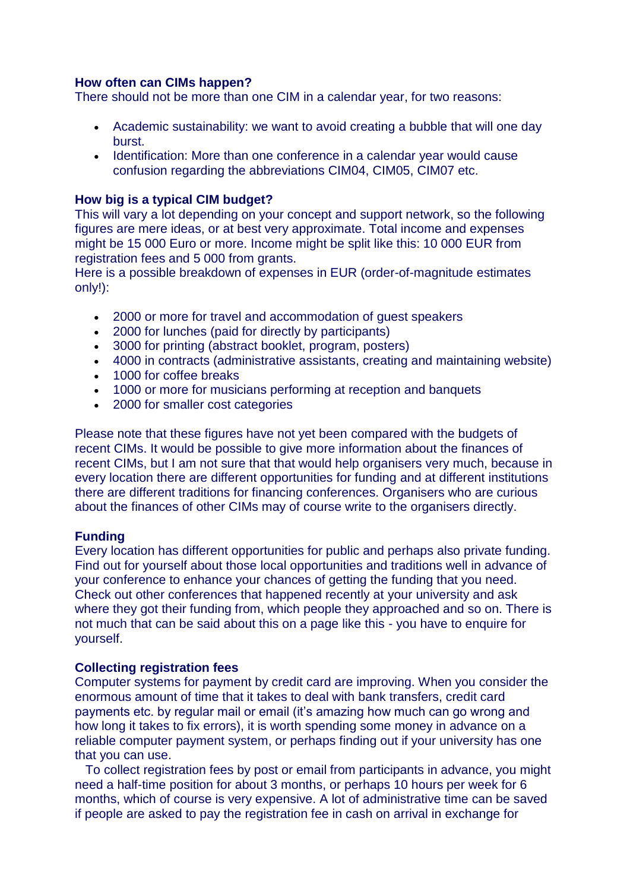**How often can CIMs happen?**
There should not be more than one CIM in a calendar year, for two reasons:

- Academic sustainability: we want to avoid creating a bubble that will one day burst.
- Identification: More than one conference in a calendar year would cause confusion regarding the abbreviations CIM04, CIM05, CIM07 etc.

**How big is a typical CIM budget?**
This will vary a lot depending on your concept and support network, so the following figures are mere ideas, or at best very approximate. Total income and expenses might be 15 000 Euro or more. Income might be split like this: 10 000 EUR from registration fees and 5 000 from grants.
Here is a possible breakdown of expenses in EUR (order-of-magnitude estimates only!):

- 2000 or more for travel and accommodation of guest speakers
- 2000 for lunches (paid for directly by participants)
- 3000 for printing (abstract booklet, program, posters)
- 4000 in contracts (administrative assistants, creating and maintaining website)
- 1000 for coffee breaks
- 1000 or more for musicians performing at reception and banquets
- 2000 for smaller cost categories

Please note that these figures have not yet been compared with the budgets of recent CIMs. It would be possible to give more information about the finances of recent CIMs, but I am not sure that that would help organisers very much, because in every location there are different opportunities for funding and at different institutions there are different traditions for financing conferences. Organisers who are curious about the finances of other CIMs may of course write to the organisers directly.

**Funding**
Every location has different opportunities for public and perhaps also private funding. Find out for yourself about those local opportunities and traditions well in advance of your conference to enhance your chances of getting the funding that you need. Check out other conferences that happened recently at your university and ask where they got their funding from, which people they approached and so on. There is not much that can be said about this on a page like this - you have to enquire for yourself.

**Collecting registration fees**
Computer systems for payment by credit card are improving. When you consider the enormous amount of time that it takes to deal with bank transfers, credit card payments etc. by regular mail or email (it's amazing how much can go wrong and how long it takes to fix errors), it is worth spending some money in advance on a reliable computer payment system, or perhaps finding out if your university has one that you can use.

To collect registration fees by post or email from participants in advance, you might need a half-time position for about 3 months, or perhaps 10 hours per week for 6 months, which of course is very expensive. A lot of administrative time can be saved if people are asked to pay the registration fee in cash on arrival in exchange for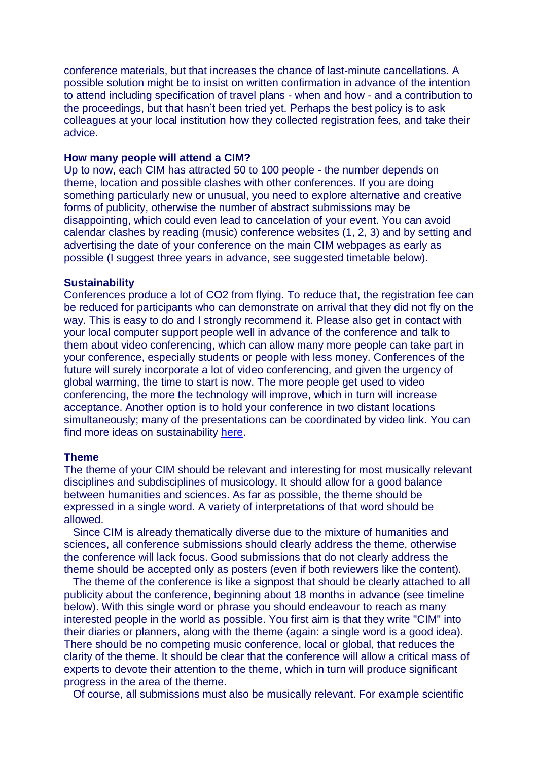conference materials, but that increases the chance of last-minute cancellations. A possible solution might be to insist on written confirmation in advance of the intention to attend including specification of travel plans - when and how - and a contribution to the proceedings, but that hasn't been tried yet. Perhaps the best policy is to ask colleagues at your local institution how they collected registration fees, and take their advice.

**How many people will attend a CIM?**

Up to now, each CIM has attracted 50 to 100 people - the number depends on theme, location and possible clashes with other conferences. If you are doing something particularly new or unusual, you need to explore alternative and creative forms of publicity, otherwise the number of abstract submissions may be disappointing, which could even lead to cancelation of your event. You can avoid calendar clashes by reading (music) conference websites (1, 2, 3) and by setting and advertising the date of your conference on the main CIM webpages as early as possible (I suggest three years in advance, see suggested timetable below).

**Sustainability**

Conferences produce a lot of $CO_2$ from flying. To reduce that, the registration fee can be reduced for participants who can demonstrate on arrival that they did not fly on the way. This is easy to do and I strongly recommend it. Please also get in contact with your local computer support people well in advance of the conference and talk to them about video conferencing, which can allow many more people can take part in your conference, especially students or people with less money. Conferences of the future will surely incorporate a lot of video conferencing, and given the urgency of global warming, the time to start is now. The more people get used to video conferencing, the more the technology will improve, which in turn will increase acceptance. Another option is to hold your conference in two distant locations simultaneously; many of the presentations can be coordinated by video link. You can find more ideas on sustainability here.

**Theme**

The theme of your CIM should be relevant and interesting for most musically relevant disciplines and subdisciplines of musicology. It should allow for a good balance between humanities and sciences. As far as possible, the theme should be expressed in a single word. A variety of interpretations of that word should be allowed.

Since CIM is already thematically diverse due to the mixture of humanities and sciences, all conference submissions should clearly address the theme, otherwise the conference will lack focus. Good submissions that do not clearly address the theme should be accepted only as posters (even if both reviewers like the content).

The theme of the conference is like a signpost that should be clearly attached to all publicity about the conference, beginning about 18 months in advance (see timeline below). With this single word or phrase you should endeavour to reach as many interested people in the world as possible. You first aim is that they write "CIM" into their diaries or planners, along with the theme (again: a single word is a good idea). There should be no competing music conference, local or global, that reduces the clarity of the theme. It should be clear that the conference will allow a critical mass of experts to devote their attention to the theme, which in turn will produce significant progress in the area of the theme.

Of course, all submissions must also be musically relevant. For example scientific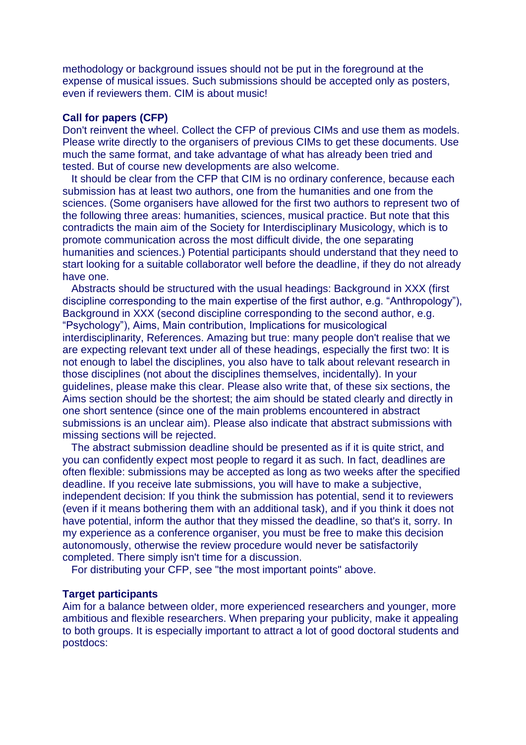methodology or background issues should not be put in the foreground at the expense of musical issues. Such submissions should be accepted only as posters, even if reviewers them. CIM is about music!

**Call for papers (CFP)**

Don't reinvent the wheel. Collect the CFP of previous CIMs and use them as models. Please write directly to the organisers of previous CIMs to get these documents. Use much the same format, and take advantage of what has already been tried and tested. But of course new developments are also welcome.

It should be clear from the CFP that CIM is no ordinary conference, because each submission has at least two authors, one from the humanities and one from the sciences. (Some organisers have allowed for the first two authors to represent two of the following three areas: humanities, sciences, musical practice. But note that this contradicts the main aim of the Society for Interdisciplinary Musicology, which is to promote communication across the most difficult divide, the one separating humanities and sciences.) Potential participants should understand that they need to start looking for a suitable collaborator well before the deadline, if they do not already have one.

Abstracts should be structured with the usual headings: Background in XXX (first discipline corresponding to the main expertise of the first author, e.g. "Anthropology"), Background in XXX (second discipline corresponding to the second author, e.g. "Psychology"), Aims, Main contribution, Implications for musicological interdisciplinarity, References. Amazing but true: many people don't realise that we are expecting relevant text under all of these headings, especially the first two: It is not enough to label the disciplines, you also have to talk about relevant research in those disciplines (not about the disciplines themselves, incidentally). In your guidelines, please make this clear. Please also write that, of these six sections, the Aims section should be the shortest; the aim should be stated clearly and directly in one short sentence (since one of the main problems encountered in abstract submissions is an unclear aim). Please also indicate that abstract submissions with missing sections will be rejected.

The abstract submission deadline should be presented as if it is quite strict, and you can confidently expect most people to regard it as such. In fact, deadlines are often flexible: submissions may be accepted as long as two weeks after the specified deadline. If you receive late submissions, you will have to make a subjective, independent decision: If you think the submission has potential, send it to reviewers (even if it means bothering them with an additional task), and if you think it does not have potential, inform the author that they missed the deadline, so that's it, sorry. In my experience as a conference organiser, you must be free to make this decision autonomously, otherwise the review procedure would never be satisfactorily completed. There simply isn't time for a discussion.

For distributing your CFP, see "the most important points" above.

**Target participants**

Aim for a balance between older, more experienced researchers and younger, more ambitious and flexible researchers. When preparing your publicity, make it appealing to both groups. It is especially important to attract a lot of good doctoral students and postdocs: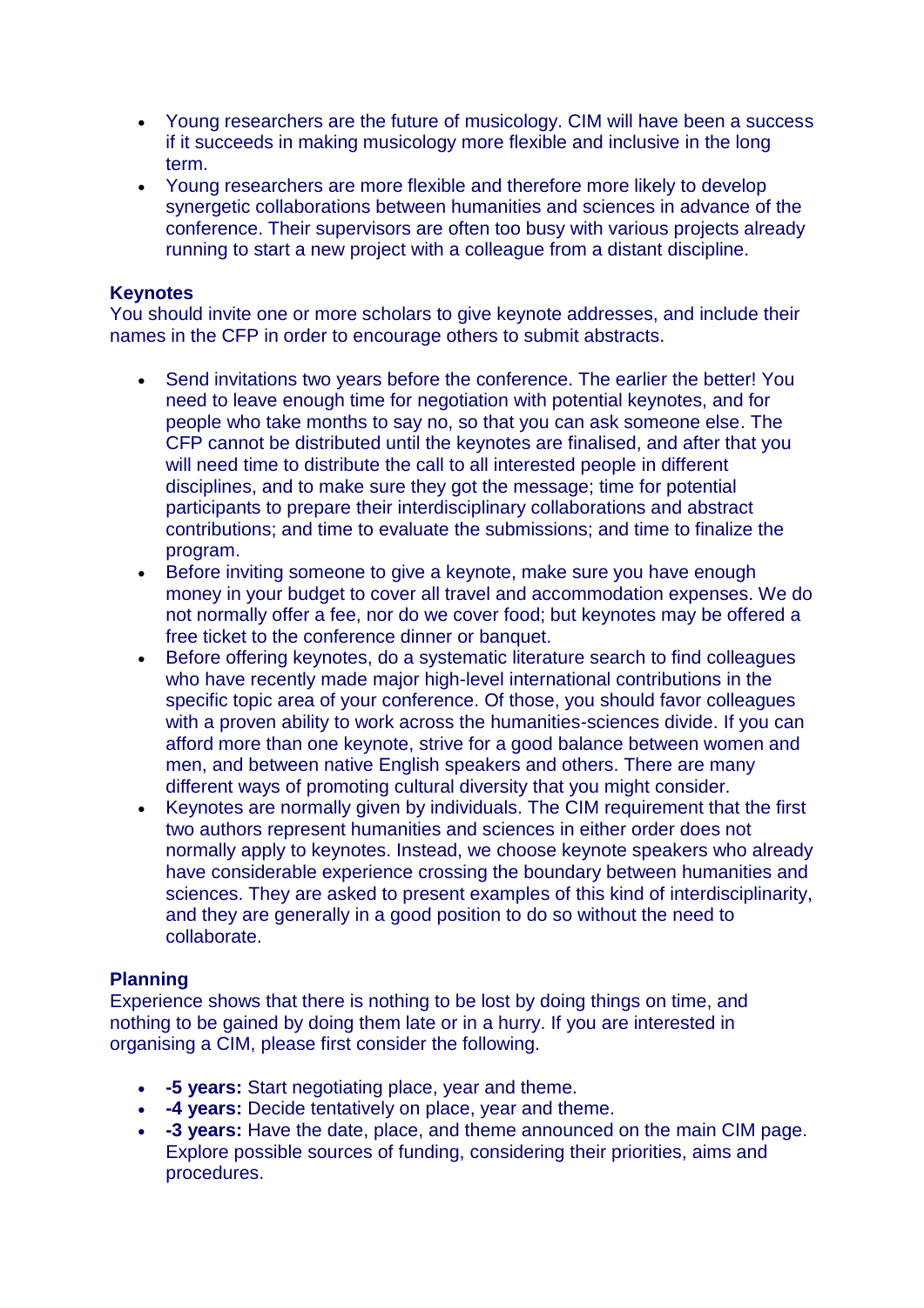- Young researchers are the future of musicology. CIM will have been a success if it succeeds in making musicology more flexible and inclusive in the long term.
- Young researchers are more flexible and therefore more likely to develop synergetic collaborations between humanities and sciences in advance of the conference. Their supervisors are often too busy with various projects already running to start a new project with a colleague from a distant discipline.

**Keynotes**
You should invite one or more scholars to give keynote addresses, and include their names in the CFP in order to encourage others to submit abstracts.

- Send invitations two years before the conference. The earlier the better! You need to leave enough time for negotiation with potential keynotes, and for people who take months to say no, so that you can ask someone else. The CFP cannot be distributed until the keynotes are finalised, and after that you will need time to distribute the call to all interested people in different disciplines, and to make sure they got the message; time for potential participants to prepare their interdisciplinary collaborations and abstract contributions; and time to evaluate the submissions; and time to finalize the program.
- Before inviting someone to give a keynote, make sure you have enough money in your budget to cover all travel and accommodation expenses. We do not normally offer a fee, nor do we cover food; but keynotes may be offered a free ticket to the conference dinner or banquet.
- Before offering keynotes, do a systematic literature search to find colleagues who have recently made major high-level international contributions in the specific topic area of your conference. Of those, you should favor colleagues with a proven ability to work across the humanities-sciences divide. If you can afford more than one keynote, strive for a good balance between women and men, and between native English speakers and others. There are many different ways of promoting cultural diversity that you might consider.
- Keynotes are normally given by individuals. The CIM requirement that the first two authors represent humanities and sciences in either order does not normally apply to keynotes. Instead, we choose keynote speakers who already have considerable experience crossing the boundary between humanities and sciences. They are asked to present examples of this kind of interdisciplinarity, and they are generally in a good position to do so without the need to collaborate.

**Planning**
Experience shows that there is nothing to be lost by doing things on time, and nothing to be gained by doing them late or in a hurry. If you are interested in organising a CIM, please first consider the following.

- **-5 years:** Start negotiating place, year and theme.
- **-4 years:** Decide tentatively on place, year and theme.
- **-3 years:** Have the date, place, and theme announced on the main CIM page. Explore possible sources of funding, considering their priorities, aims and procedures.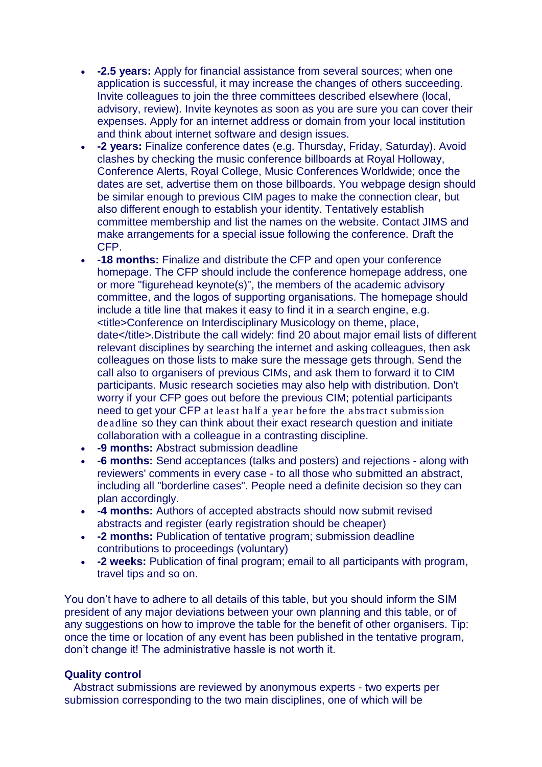- **-2.5 years:** Apply for financial assistance from several sources; when one application is successful, it may increase the changes of others succeeding. Invite colleagues to join the three committees described elsewhere (local, advisory, review). Invite keynotes as soon as you are sure you can cover their expenses. Apply for an internet address or domain from your local institution and think about internet software and design issues.
- **-2 years:** Finalize conference dates (e.g. Thursday, Friday, Saturday). Avoid clashes by checking the music conference billboards at Royal Holloway, Conference Alerts, Royal College, Music Conferences Worldwide; once the dates are set, advertise them on those billboards. You webpage design should be similar enough to previous CIM pages to make the connection clear, but also different enough to establish your identity. Tentatively establish committee membership and list the names on the website. Contact JIMS and make arrangements for a special issue following the conference. Draft the CFP.
- **-18 months:** Finalize and distribute the CFP and open your conference homepage. The CFP should include the conference homepage address, one or more "figurehead keynote(s)", the members of the academic advisory committee, and the logos of supporting organisations. The homepage should include a title line that makes it easy to find it in a search engine, e.g. <title>Conference on Interdisciplinary Musicology on theme, place, date</title>.Distribute the call widely: find 20 about major email lists of different relevant disciplines by searching the internet and asking colleagues, then ask colleagues on those lists to make sure the message gets through. Send the call also to organisers of previous CIMs, and ask them to forward it to CIM participants. Music research societies may also help with distribution. Don't worry if your CFP goes out before the previous CIM; potential participants need to get your CFP at least half a year before the abstract submission deadline so they can think about their exact research question and initiate collaboration with a colleague in a contrasting discipline.
- **-9 months:** Abstract submission deadline
- **-6 months:** Send acceptances (talks and posters) and rejections - along with reviewers' comments in every case - to all those who submitted an abstract, including all "borderline cases". People need a definite decision so they can plan accordingly.
- **-4 months:** Authors of accepted abstracts should now submit revised abstracts and register (early registration should be cheaper)
- **-2 months:** Publication of tentative program; submission deadline contributions to proceedings (voluntary)
- **-2 weeks:** Publication of final program; email to all participants with program, travel tips and so on.

You don't have to adhere to all details of this table, but you should inform the SIM president of any major deviations between your own planning and this table, or of any suggestions on how to improve the table for the benefit of other organisers. Tip: once the time or location of any event has been published in the tentative program, don't change it! The administrative hassle is not worth it.

**Quality control**

Abstract submissions are reviewed by anonymous experts - two experts per submission corresponding to the two main disciplines, one of which will be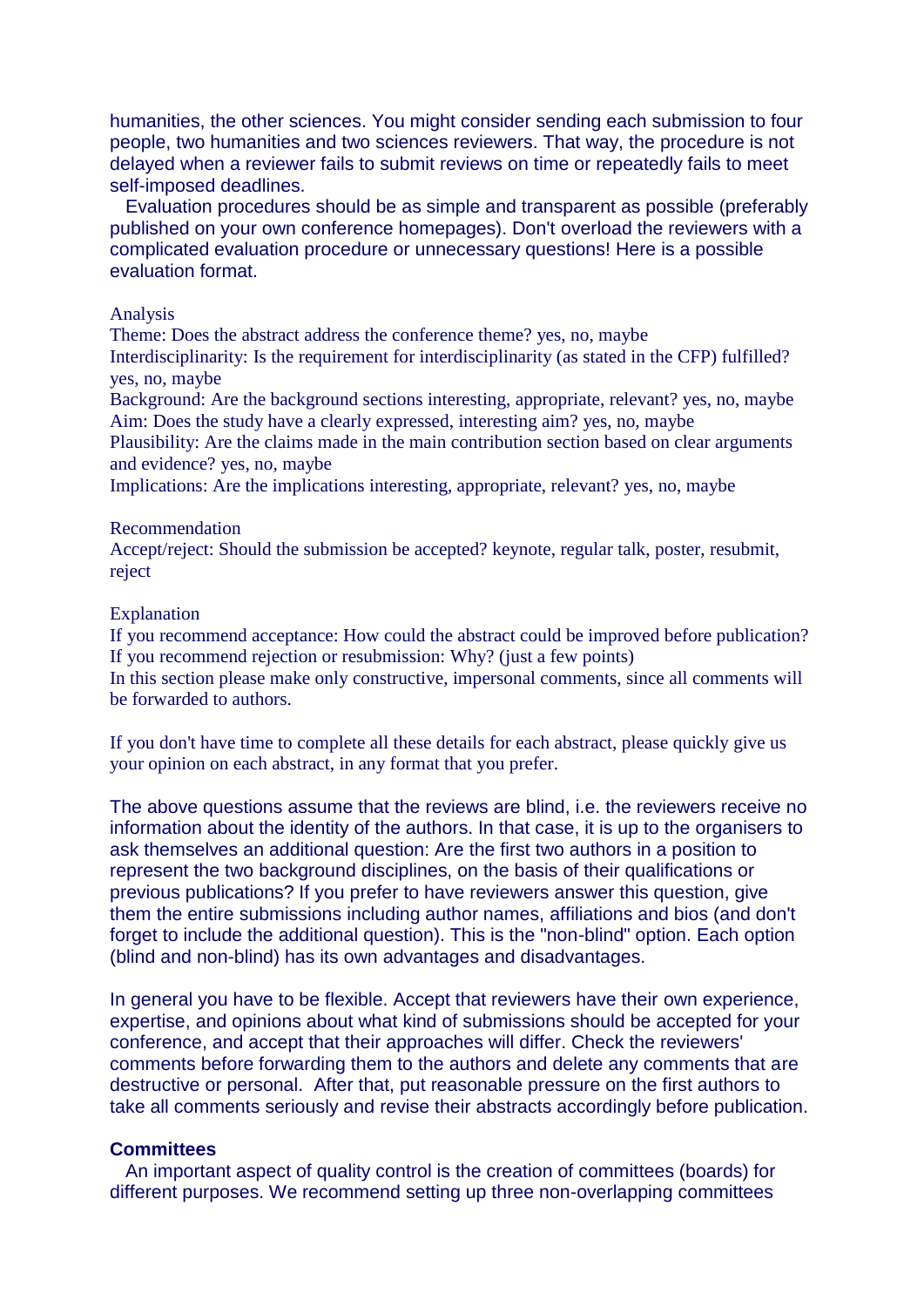humanities, the other sciences. You might consider sending each submission to four people, two humanities and two sciences reviewers. That way, the procedure is not delayed when a reviewer fails to submit reviews on time or repeatedly fails to meet self-imposed deadlines.

Evaluation procedures should be as simple and transparent as possible (preferably published on your own conference homepages). Don't overload the reviewers with a complicated evaluation procedure or unnecessary questions! Here is a possible evaluation format.

Analysis

Theme: Does the abstract address the conference theme? yes, no, maybe

Interdisciplinarity: Is the requirement for interdisciplinarity (as stated in the CFP) fulfilled? yes, no, maybe

Background: Are the background sections interesting, appropriate, relevant? yes, no, maybe

Aim: Does the study have a clearly expressed, interesting aim? yes, no, maybe

Plausibility: Are the claims made in the main contribution section based on clear arguments and evidence? yes, no, maybe

Implications: Are the implications interesting, appropriate, relevant? yes, no, maybe

Recommendation

Accept/reject: Should the submission be accepted? keynote, regular talk, poster, resubmit, reject

Explanation

If you recommend acceptance: How could the abstract could be improved before publication?

If you recommend rejection or resubmission: Why? (just a few points)

In this section please make only constructive, impersonal comments, since all comments will be forwarded to authors.

If you don't have time to complete all these details for each abstract, please quickly give us your opinion on each abstract, in any format that you prefer.

The above questions assume that the reviews are blind, i.e. the reviewers receive no information about the identity of the authors. In that case, it is up to the organisers to ask themselves an additional question: Are the first two authors in a position to represent the two background disciplines, on the basis of their qualifications or previous publications? If you prefer to have reviewers answer this question, give them the entire submissions including author names, affiliations and bios (and don't forget to include the additional question). This is the "non-blind" option. Each option (blind and non-blind) has its own advantages and disadvantages.

In general you have to be flexible. Accept that reviewers have their own experience, expertise, and opinions about what kind of submissions should be accepted for your conference, and accept that their approaches will differ. Check the reviewers' comments before forwarding them to the authors and delete any comments that are destructive or personal. After that, put reasonable pressure on the first authors to take all comments seriously and revise their abstracts accordingly before publication.

**Committees**

An important aspect of quality control is the creation of committees (boards) for different purposes. We recommend setting up three non-overlapping committees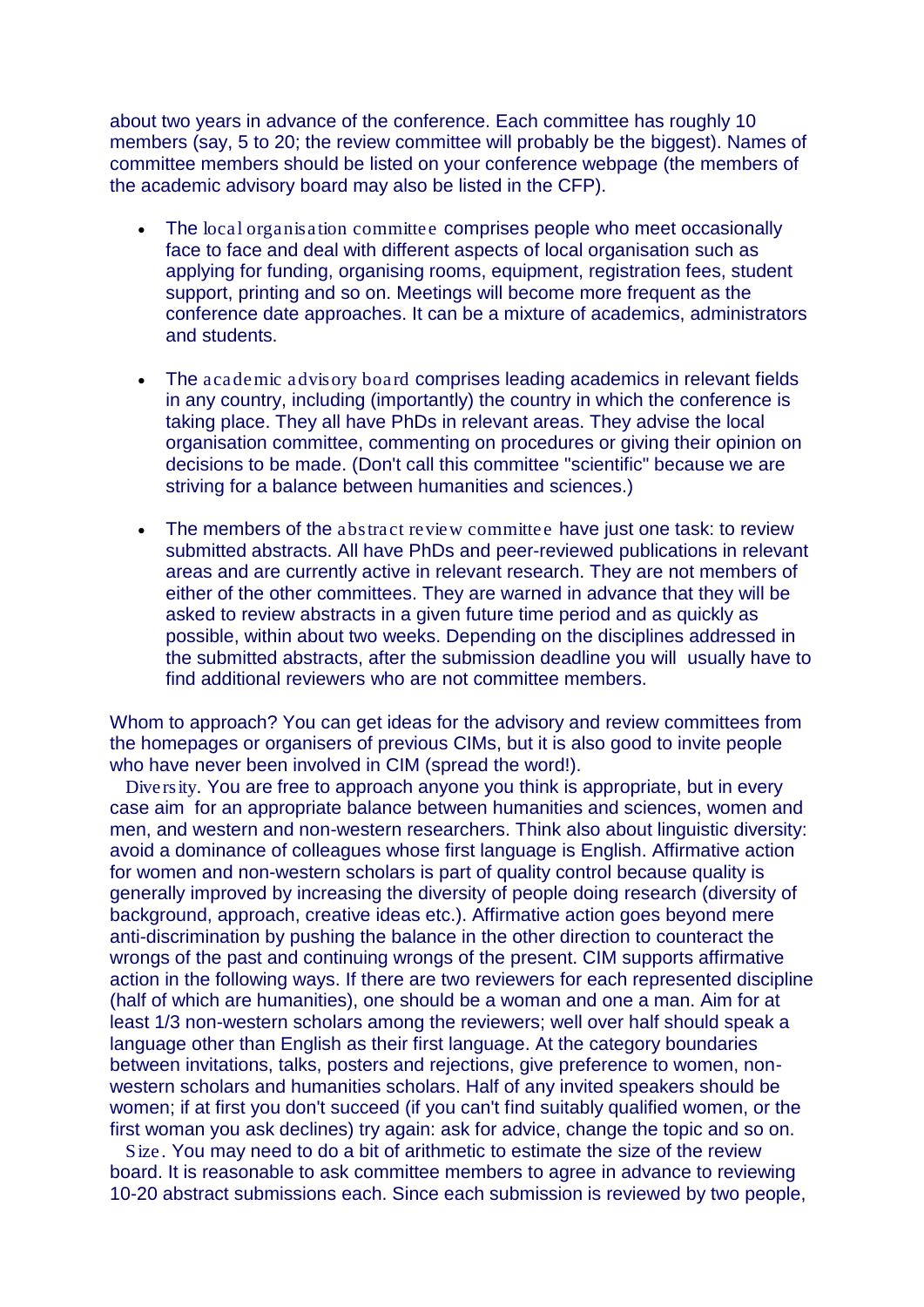about two years in advance of the conference. Each committee has roughly 10 members (say, 5 to 20; the review committee will probably be the biggest). Names of committee members should be listed on your conference webpage (the members of the academic advisory board may also be listed in the CFP).

- The local organisation committee comprises people who meet occasionally face to face and deal with different aspects of local organisation such as applying for funding, organising rooms, equipment, registration fees, student support, printing and so on. Meetings will become more frequent as the conference date approaches. It can be a mixture of academics, administrators and students.

- The academic advisory board comprises leading academics in relevant fields in any country, including (importantly) the country in which the conference is taking place. They all have PhDs in relevant areas. They advise the local organisation committee, commenting on procedures or giving their opinion on decisions to be made. (Don't call this committee "scientific" because we are striving for a balance between humanities and sciences.)

- The members of the abstract review committee have just one task: to review submitted abstracts. All have PhDs and peer-reviewed publications in relevant areas and are currently active in relevant research. They are not members of either of the other committees. They are warned in advance that they will be asked to review abstracts in a given future time period and as quickly as possible, within about two weeks. Depending on the disciplines addressed in the submitted abstracts, after the submission deadline you will usually have to find additional reviewers who are not committee members.

Whom to approach? You can get ideas for the advisory and review committees from the homepages or organisers of previous CIMs, but it is also good to invite people who have never been involved in CIM (spread the word!).

Diversity. You are free to approach anyone you think is appropriate, but in every case aim for an appropriate balance between humanities and sciences, women and men, and western and non-western researchers. Think also about linguistic diversity: avoid a dominance of colleagues whose first language is English. Affirmative action for women and non-western scholars is part of quality control because quality is generally improved by increasing the diversity of people doing research (diversity of background, approach, creative ideas etc.). Affirmative action goes beyond mere anti-discrimination by pushing the balance in the other direction to counteract the wrongs of the past and continuing wrongs of the present. CIM supports affirmative action in the following ways. If there are two reviewers for each represented discipline (half of which are humanities), one should be a woman and one a man. Aim for at least 1/3 non-western scholars among the reviewers; well over half should speak a language other than English as their first language. At the category boundaries between invitations, talks, posters and rejections, give preference to women, non-western scholars and humanities scholars. Half of any invited speakers should be women; if at first you don't succeed (if you can't find suitably qualified women, or the first woman you ask declines) try again: ask for advice, change the topic and so on.

Size. You may need to do a bit of arithmetic to estimate the size of the review board. It is reasonable to ask committee members to agree in advance to reviewing 10-20 abstract submissions each. Since each submission is reviewed by two people,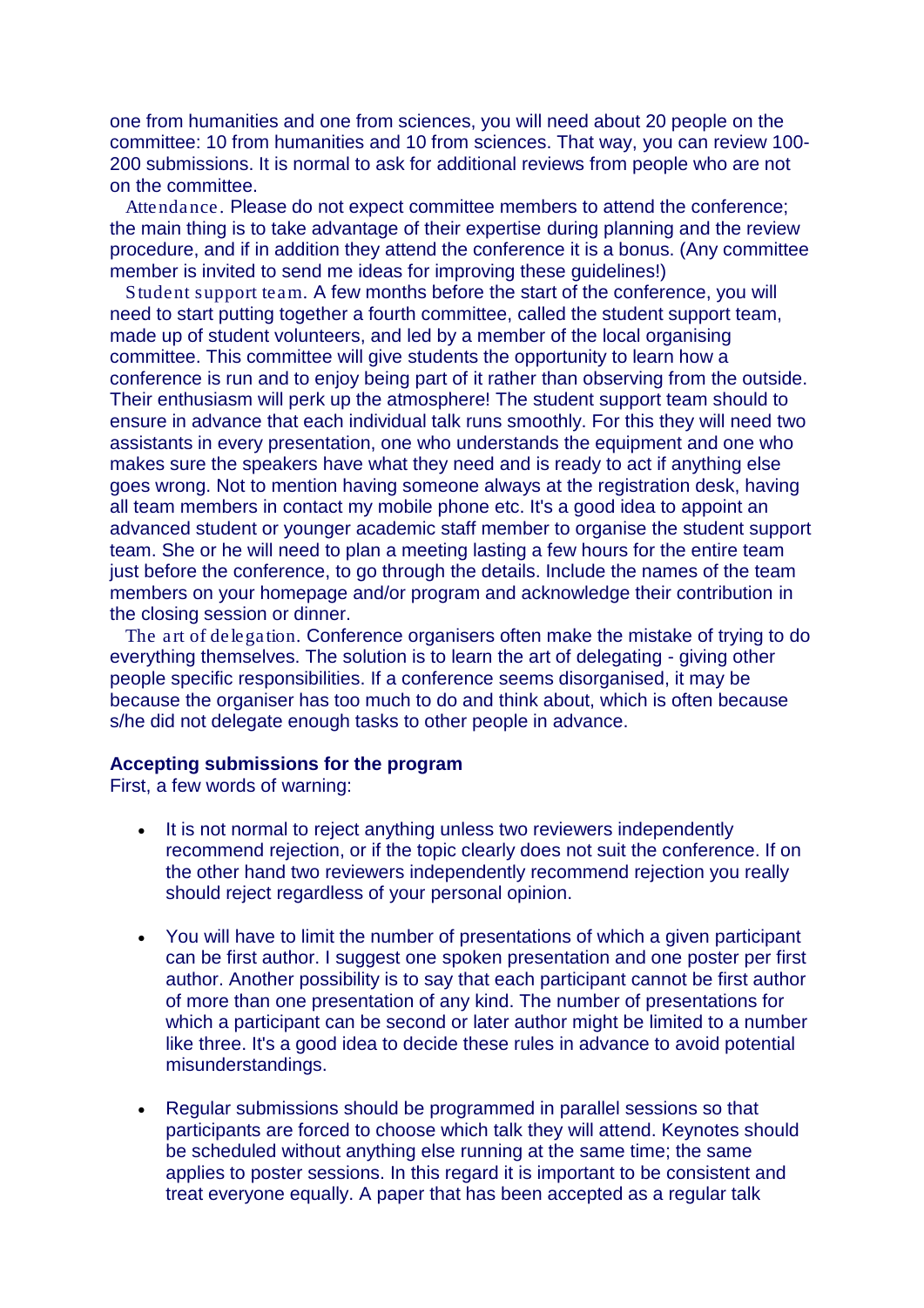one from humanities and one from sciences, you will need about 20 people on the committee: 10 from humanities and 10 from sciences. That way, you can review 100-200 submissions. It is normal to ask for additional reviews from people who are not on the committee.

*Attendance*. Please do not expect committee members to attend the conference; the main thing is to take advantage of their expertise during planning and the review procedure, and if in addition they attend the conference it is a bonus. (Any committee member is invited to send me ideas for improving these guidelines!)

*Student support team*. A few months before the start of the conference, you will need to start putting together a fourth committee, called the student support team, made up of student volunteers, and led by a member of the local organising committee. This committee will give students the opportunity to learn how a conference is run and to enjoy being part of it rather than observing from the outside. Their enthusiasm will perk up the atmosphere! The student support team should to ensure in advance that each individual talk runs smoothly. For this they will need two assistants in every presentation, one who understands the equipment and one who makes sure the speakers have what they need and is ready to act if anything else goes wrong. Not to mention having someone always at the registration desk, having all team members in contact my mobile phone etc. It's a good idea to appoint an advanced student or younger academic staff member to organise the student support team. She or he will need to plan a meeting lasting a few hours for the entire team just before the conference, to go through the details. Include the names of the team members on your homepage and/or program and acknowledge their contribution in the closing session or dinner.

*The art of delegation*. Conference organisers often make the mistake of trying to do everything themselves. The solution is to learn the art of delegating - giving other people specific responsibilities. If a conference seems disorganised, it may be because the organiser has too much to do and think about, which is often because s/he did not delegate enough tasks to other people in advance.

**Accepting submissions for the program**

First, a few words of warning:

- It is not normal to reject anything unless two reviewers independently recommend rejection, or if the topic clearly does not suit the conference. If on the other hand two reviewers independently recommend rejection you really should reject regardless of your personal opinion.

- You will have to limit the number of presentations of which a given participant can be first author. I suggest one spoken presentation and one poster per first author. Another possibility is to say that each participant cannot be first author of more than one presentation of any kind. The number of presentations for which a participant can be second or later author might be limited to a number like three. It's a good idea to decide these rules in advance to avoid potential misunderstandings.

- Regular submissions should be programmed in parallel sessions so that participants are forced to choose which talk they will attend. Keynotes should be scheduled without anything else running at the same time; the same applies to poster sessions. In this regard it is important to be consistent and treat everyone equally. A paper that has been accepted as a regular talk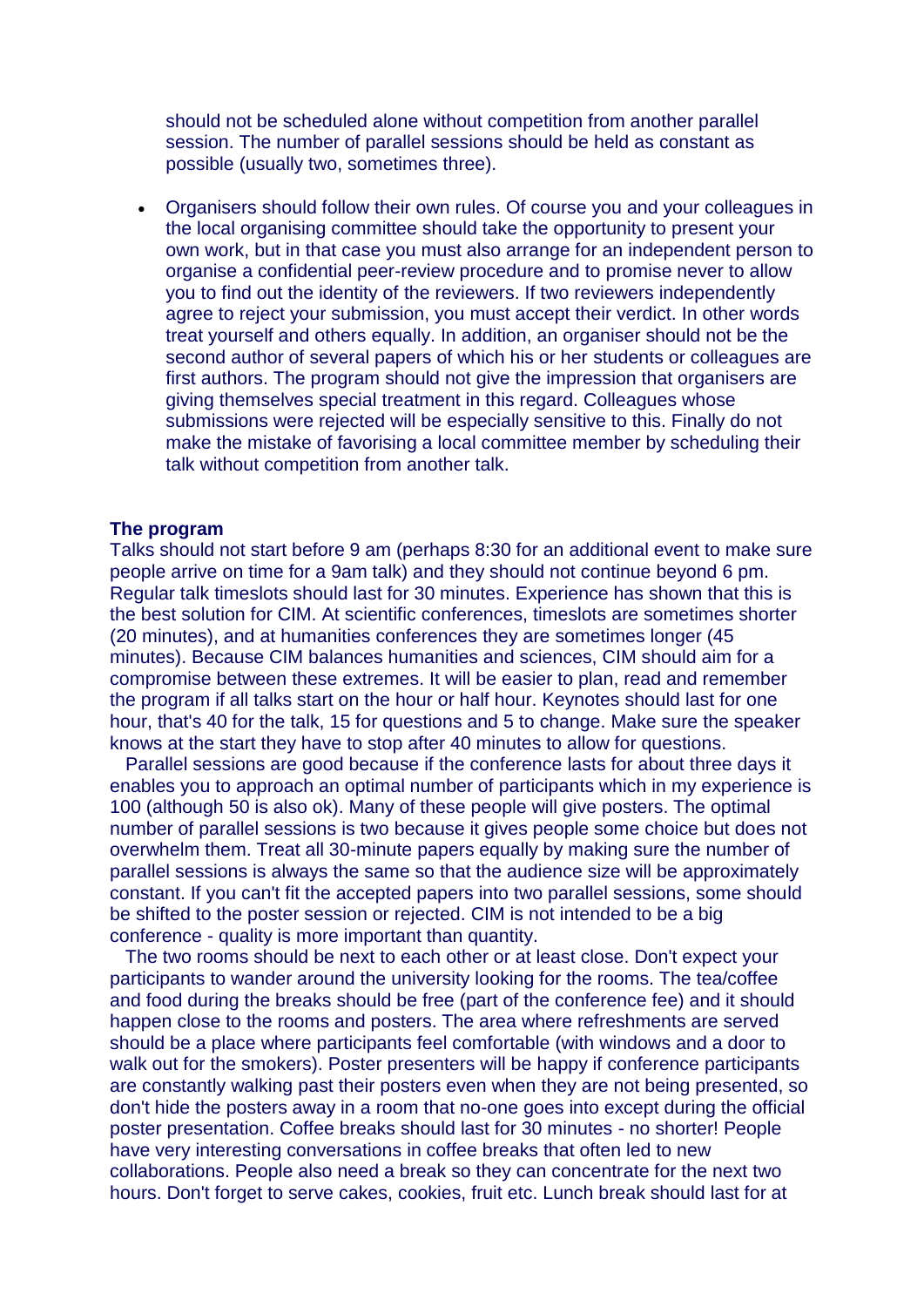should not be scheduled alone without competition from another parallel session. The number of parallel sessions should be held as constant as possible (usually two, sometimes three).

- Organisers should follow their own rules. Of course you and your colleagues in the local organising committee should take the opportunity to present your own work, but in that case you must also arrange for an independent person to organise a confidential peer-review procedure and to promise never to allow you to find out the identity of the reviewers. If two reviewers independently agree to reject your submission, you must accept their verdict. In other words treat yourself and others equally. In addition, an organiser should not be the second author of several papers of which his or her students or colleagues are first authors. The program should not give the impression that organisers are giving themselves special treatment in this regard. Colleagues whose submissions were rejected will be especially sensitive to this. Finally do not make the mistake of favorising a local committee member by scheduling their talk without competition from another talk.

**The program**

Talks should not start before 9 am (perhaps 8:30 for an additional event to make sure people arrive on time for a 9am talk) and they should not continue beyond 6 pm. Regular talk timeslots should last for 30 minutes. Experience has shown that this is the best solution for CIM. At scientific conferences, timeslots are sometimes shorter (20 minutes), and at humanities conferences they are sometimes longer (45 minutes). Because CIM balances humanities and sciences, CIM should aim for a compromise between these extremes. It will be easier to plan, read and remember the program if all talks start on the hour or half hour. Keynotes should last for one hour, that's 40 for the talk, 15 for questions and 5 to change. Make sure the speaker knows at the start they have to stop after 40 minutes to allow for questions.

Parallel sessions are good because if the conference lasts for about three days it enables you to approach an optimal number of participants which in my experience is 100 (although 50 is also ok). Many of these people will give posters. The optimal number of parallel sessions is two because it gives people some choice but does not overwhelm them. Treat all 30-minute papers equally by making sure the number of parallel sessions is always the same so that the audience size will be approximately constant. If you can't fit the accepted papers into two parallel sessions, some should be shifted to the poster session or rejected. CIM is not intended to be a big conference - quality is more important than quantity.

The two rooms should be next to each other or at least close. Don't expect your participants to wander around the university looking for the rooms. The tea/coffee and food during the breaks should be free (part of the conference fee) and it should happen close to the rooms and posters. The area where refreshments are served should be a place where participants feel comfortable (with windows and a door to walk out for the smokers). Poster presenters will be happy if conference participants are constantly walking past their posters even when they are not being presented, so don't hide the posters away in a room that no-one goes into except during the official poster presentation. Coffee breaks should last for 30 minutes - no shorter! People have very interesting conversations in coffee breaks that often led to new collaborations. People also need a break so they can concentrate for the next two hours. Don't forget to serve cakes, cookies, fruit etc. Lunch break should last for at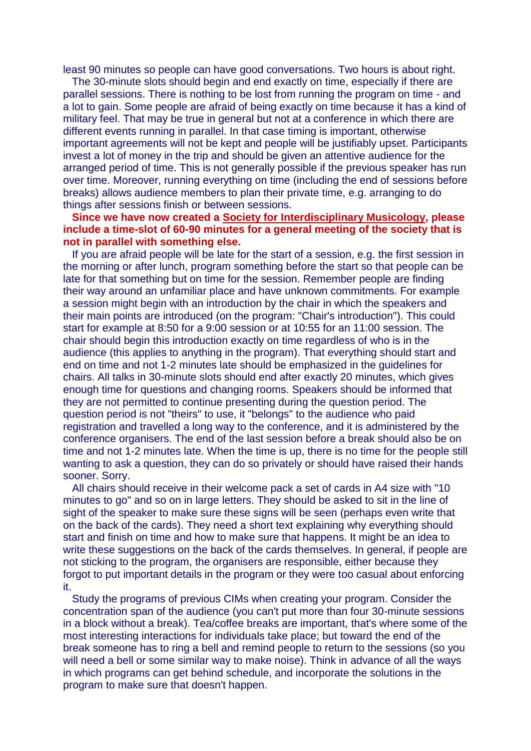least 90 minutes so people can have good conversations. Two hours is about right.

The 30-minute slots should begin and end exactly on time, especially if there are parallel sessions. There is nothing to be lost from running the program on time - and a lot to gain. Some people are afraid of being exactly on time because it has a kind of military feel. That may be true in general but not at a conference in which there are different events running in parallel. In that case timing is important, otherwise important agreements will not be kept and people will be justifiably upset. Participants invest a lot of money in the trip and should be given an attentive audience for the arranged period of time. This is not generally possible if the previous speaker has run over time. Moreover, running everything on time (including the end of sessions before breaks) allows audience members to plan their private time, e.g. arranging to do things after sessions finish or between sessions.

**Since we have now created a Society for Interdisciplinary Musicology, please include a time-slot of 60-90 minutes for a general meeting of the society that is not in parallel with something else.**

If you are afraid people will be late for the start of a session, e.g. the first session in the morning or after lunch, program something before the start so that people can be late for that something but on time for the session. Remember people are finding their way around an unfamiliar place and have unknown commitments. For example a session might begin with an introduction by the chair in which the speakers and their main points are introduced (on the program: "Chair's introduction"). This could start for example at 8:50 for a 9:00 session or at 10:55 for an 11:00 session. The chair should begin this introduction exactly on time regardless of who is in the audience (this applies to anything in the program). That everything should start and end on time and not 1-2 minutes late should be emphasized in the guidelines for chairs. All talks in 30-minute slots should end after exactly 20 minutes, which gives enough time for questions and changing rooms. Speakers should be informed that they are not permitted to continue presenting during the question period. The question period is not "theirs" to use, it "belongs" to the audience who paid registration and travelled a long way to the conference, and it is administered by the conference organisers. The end of the last session before a break should also be on time and not 1-2 minutes late. When the time is up, there is no time for the people still wanting to ask a question, they can do so privately or should have raised their hands sooner. Sorry.

All chairs should receive in their welcome pack a set of cards in A4 size with "10 minutes to go" and so on in large letters. They should be asked to sit in the line of sight of the speaker to make sure these signs will be seen (perhaps even write that on the back of the cards). They need a short text explaining why everything should start and finish on time and how to make sure that happens. It might be an idea to write these suggestions on the back of the cards themselves. In general, if people are not sticking to the program, the organisers are responsible, either because they forgot to put important details in the program or they were too casual about enforcing it.

Study the programs of previous CIMs when creating your program. Consider the concentration span of the audience (you can't put more than four 30-minute sessions in a block without a break). Tea/coffee breaks are important, that's where some of the most interesting interactions for individuals take place; but toward the end of the break someone has to ring a bell and remind people to return to the sessions (so you will need a bell or some similar way to make noise). Think in advance of all the ways in which programs can get behind schedule, and incorporate the solutions in the program to make sure that doesn't happen.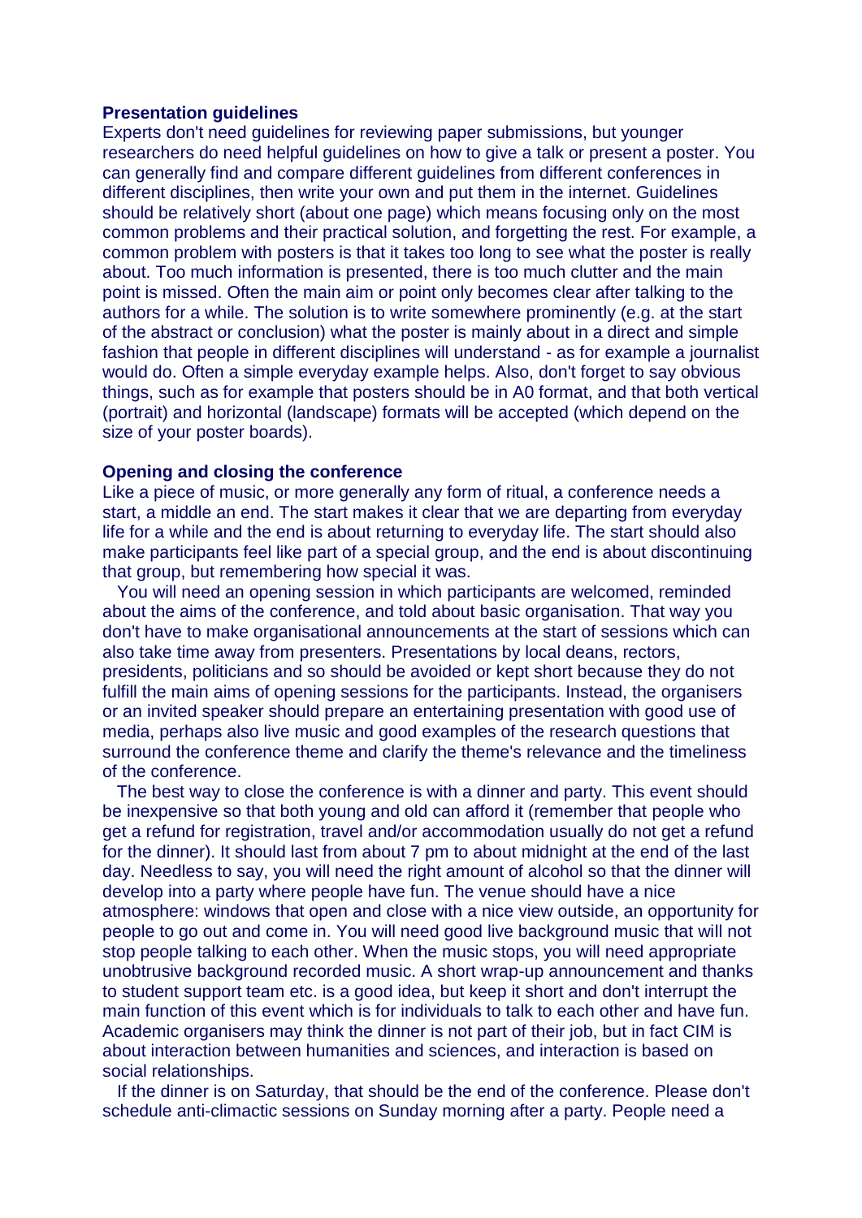### Presentation guidelines

Experts don't need guidelines for reviewing paper submissions, but younger researchers do need helpful guidelines on how to give a talk or present a poster. You can generally find and compare different guidelines from different conferences in different disciplines, then write your own and put them in the internet. Guidelines should be relatively short (about one page) which means focusing only on the most common problems and their practical solution, and forgetting the rest. For example, a common problem with posters is that it takes too long to see what the poster is really about. Too much information is presented, there is too much clutter and the main point is missed. Often the main aim or point only becomes clear after talking to the authors for a while. The solution is to write somewhere prominently (e.g. at the start of the abstract or conclusion) what the poster is mainly about in a direct and simple fashion that people in different disciplines will understand - as for example a journalist would do. Often a simple everyday example helps. Also, don't forget to say obvious things, such as for example that posters should be in A0 format, and that both vertical (portrait) and horizontal (landscape) formats will be accepted (which depend on the size of your poster boards).

### Opening and closing the conference

Like a piece of music, or more generally any form of ritual, a conference needs a start, a middle an end. The start makes it clear that we are departing from everyday life for a while and the end is about returning to everyday life. The start should also make participants feel like part of a special group, and the end is about discontinuing that group, but remembering how special it was.

You will need an opening session in which participants are welcomed, reminded about the aims of the conference, and told about basic organisation. That way you don't have to make organisational announcements at the start of sessions which can also take time away from presenters. Presentations by local deans, rectors, presidents, politicians and so should be avoided or kept short because they do not fulfill the main aims of opening sessions for the participants. Instead, the organisers or an invited speaker should prepare an entertaining presentation with good use of media, perhaps also live music and good examples of the research questions that surround the conference theme and clarify the theme's relevance and the timeliness of the conference.

The best way to close the conference is with a dinner and party. This event should be inexpensive so that both young and old can afford it (remember that people who get a refund for registration, travel and/or accommodation usually do not get a refund for the dinner). It should last from about 7 pm to about midnight at the end of the last day. Needless to say, you will need the right amount of alcohol so that the dinner will develop into a party where people have fun. The venue should have a nice atmosphere: windows that open and close with a nice view outside, an opportunity for people to go out and come in. You will need good live background music that will not stop people talking to each other. When the music stops, you will need appropriate unobtrusive background recorded music. A short wrap-up announcement and thanks to student support team etc. is a good idea, but keep it short and don't interrupt the main function of this event which is for individuals to talk to each other and have fun. Academic organisers may think the dinner is not part of their job, but in fact CIM is about interaction between humanities and sciences, and interaction is based on social relationships.

If the dinner is on Saturday, that should be the end of the conference. Please don't schedule anti-climactic sessions on Sunday morning after a party. People need a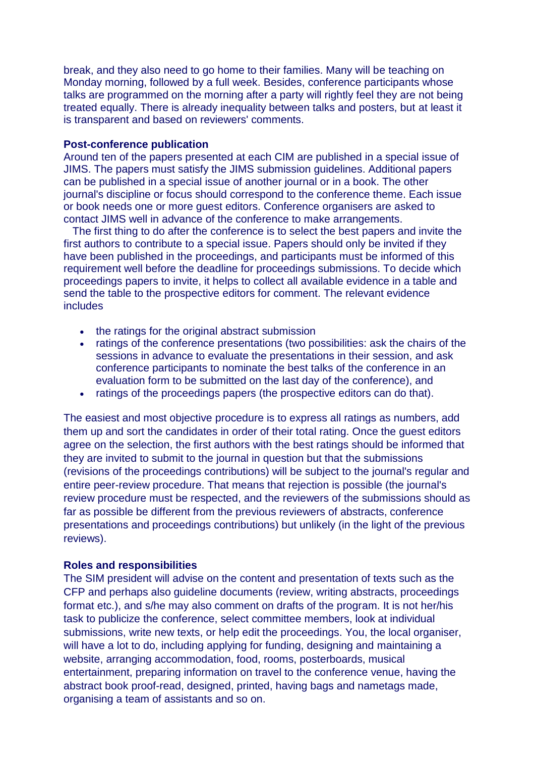break, and they also need to go home to their families. Many will be teaching on Monday morning, followed by a full week. Besides, conference participants whose talks are programmed on the morning after a party will rightly feel they are not being treated equally. There is already inequality between talks and posters, but at least it is transparent and based on reviewers' comments.

**Post-conference publication**

Around ten of the papers presented at each CIM are published in a special issue of JIMS. The papers must satisfy the JIMS submission guidelines. Additional papers can be published in a special issue of another journal or in a book. The other journal's discipline or focus should correspond to the conference theme. Each issue or book needs one or more guest editors. Conference organisers are asked to contact JIMS well in advance of the conference to make arrangements.

The first thing to do after the conference is to select the best papers and invite the first authors to contribute to a special issue. Papers should only be invited if they have been published in the proceedings, and participants must be informed of this requirement well before the deadline for proceedings submissions. To decide which proceedings papers to invite, it helps to collect all available evidence in a table and send the table to the prospective editors for comment. The relevant evidence includes

- the ratings for the original abstract submission
- ratings of the conference presentations (two possibilities: ask the chairs of the sessions in advance to evaluate the presentations in their session, and ask conference participants to nominate the best talks of the conference in an evaluation form to be submitted on the last day of the conference), and
- ratings of the proceedings papers (the prospective editors can do that).

The easiest and most objective procedure is to express all ratings as numbers, add them up and sort the candidates in order of their total rating. Once the guest editors agree on the selection, the first authors with the best ratings should be informed that they are invited to submit to the journal in question but that the submissions (revisions of the proceedings contributions) will be subject to the journal's regular and entire peer-review procedure. That means that rejection is possible (the journal's review procedure must be respected, and the reviewers of the submissions should as far as possible be different from the previous reviewers of abstracts, conference presentations and proceedings contributions) but unlikely (in the light of the previous reviews).

**Roles and responsibilities**

The SIM president will advise on the content and presentation of texts such as the CFP and perhaps also guideline documents (review, writing abstracts, proceedings format etc.), and s/he may also comment on drafts of the program. It is not her/his task to publicize the conference, select committee members, look at individual submissions, write new texts, or help edit the proceedings. You, the local organiser, will have a lot to do, including applying for funding, designing and maintaining a website, arranging accommodation, food, rooms, posterboards, musical entertainment, preparing information on travel to the conference venue, having the abstract book proof-read, designed, printed, having bags and nametags made, organising a team of assistants and so on.